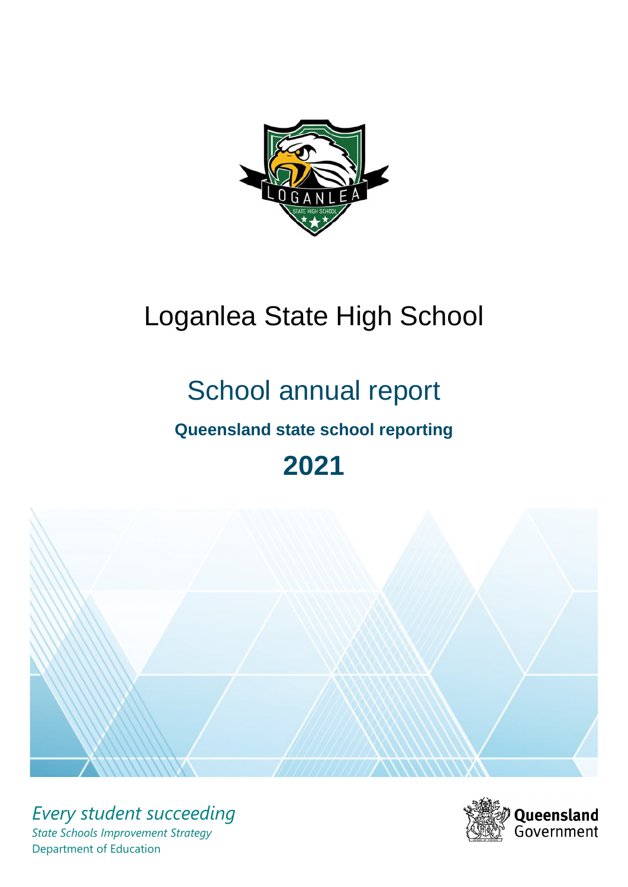# Loganlea State High School

## School annual report

### Queensland state school reporting

## 2021

*Every student succeeding*

*State Schools Improvement Strategy*

Department of Education

Queensland Government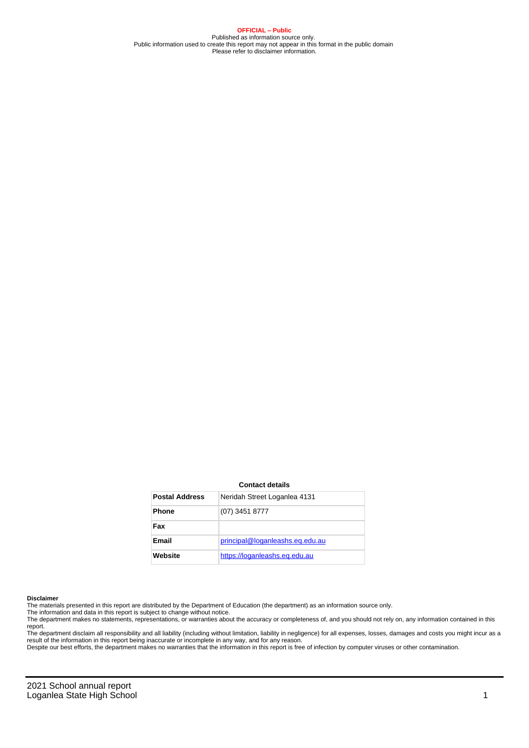**OFFICIAL – Public**
Published as information source only.
Public information used to create this report may not appear in this format in the public domain
Please refer to disclaimer information.

**Contact details**

| | |
|---|---|
| **Postal Address** | Neridah Street Loganlea 4131 |
| **Phone** | (07) 3451 8777 |
| **Fax** | |
| **Email** | principal@loganleashs.eq.edu.au |
| **Website** | https://loganleashs.eq.edu.au |

**Disclaimer**

The materials presented in this report are distributed by the Department of Education (the department) as an information source only.
The information and data in this report is subject to change without notice.
The department makes no statements, representations, or warranties about the accuracy or completeness of, and you should not rely on, any information contained in this report.
The department disclaim all responsibility and all liability (including without limitation, liability in negligence) for all expenses, losses, damages and costs you might incur as a result of the information in this report being inaccurate or incomplete in any way, and for any reason.
Despite our best efforts, the department makes no warranties that the information in this report is free of infection by computer viruses or other contamination.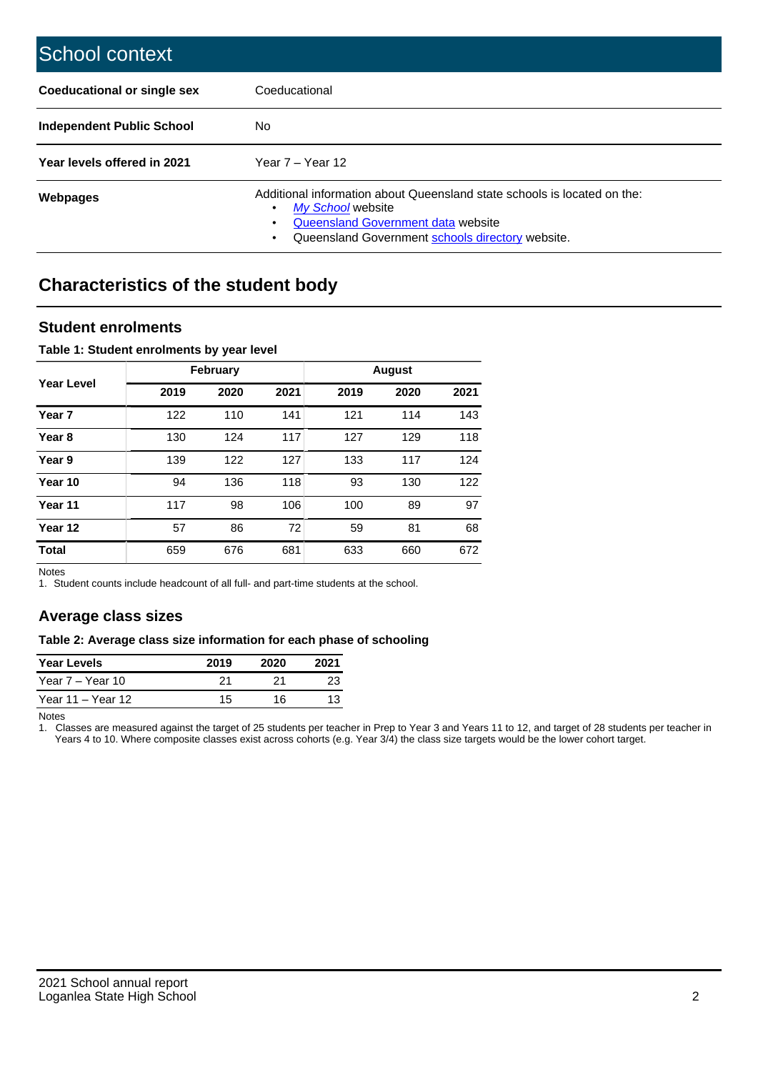# School context

| | |
|---|---|
| **Coeducational or single sex** | Coeducational |
| **Independent Public School** | No |
| **Year levels offered in 2021** | Year 7 – Year 12 |
| **Webpages** | Additional information about Queensland state schools is located on the: <br>• *My School* website <br>• Queensland Government data website <br>• Queensland Government schools directory website. |

## Characteristics of the student body

### Student enrolments

**Table 1: Student enrolments by year level**

| Year Level | February | | | August | | |
|---|---|---|---|---|---|---|
| | 2019 | 2020 | 2021 | 2019 | 2020 | 2021 |
| **Year 7** | 122 | 110 | 141 | 121 | 114 | 143 |
| **Year 8** | 130 | 124 | 117 | 127 | 129 | 118 |
| **Year 9** | 139 | 122 | 127 | 133 | 117 | 124 |
| **Year 10** | 94 | 136 | 118 | 93 | 130 | 122 |
| **Year 11** | 117 | 98 | 106 | 100 | 89 | 97 |
| **Year 12** | 57 | 86 | 72 | 59 | 81 | 68 |
| **Total** | 659 | 676 | 681 | 633 | 660 | 672 |

Notes

1. Student counts include headcount of all full- and part-time students at the school.

### Average class sizes

**Table 2: Average class size information for each phase of schooling**

| Year Levels | 2019 | 2020 | 2021 |
|---|---|---|---|
| Year 7 – Year 10 | 21 | 21 | 23 |
| Year 11 – Year 12 | 15 | 16 | 13 |

Notes

1. Classes are measured against the target of 25 students per teacher in Prep to Year 3 and Years 11 to 12, and target of 28 students per teacher in Years 4 to 10. Where composite classes exist across cohorts (e.g. Year 3/4) the class size targets would be the lower cohort target.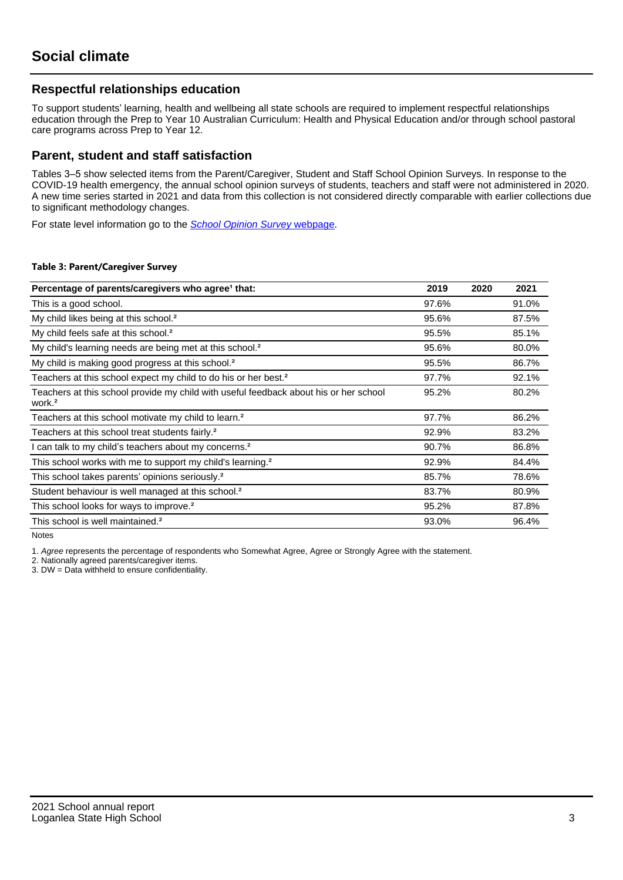# Social climate

## Respectful relationships education

To support students' learning, health and wellbeing all state schools are required to implement respectful relationships education through the Prep to Year 10 Australian Curriculum: Health and Physical Education and/or through school pastoral care programs across Prep to Year 12.

## Parent, student and staff satisfaction

Tables 3–5 show selected items from the Parent/Caregiver, Student and Staff School Opinion Surveys. In response to the COVID-19 health emergency, the annual school opinion surveys of students, teachers and staff were not administered in 2020. A new time series started in 2021 and data from this collection is not considered directly comparable with earlier collections due to significant methodology changes.

For state level information go to the *School Opinion Survey* webpage.

**Table 3: Parent/Caregiver Survey**

| Percentage of parents/caregivers who agree[1] that: | 2019 | 2020 | 2021 |
|---|---|---|---|
| This is a good school. | 97.6% | | 91.0% |
| My child likes being at this school.[2] | 95.6% | | 87.5% |
| My child feels safe at this school.[2] | 95.5% | | 85.1% |
| My child's learning needs are being met at this school.[2] | 95.6% | | 80.0% |
| My child is making good progress at this school.[2] | 95.5% | | 86.7% |
| Teachers at this school expect my child to do his or her best.[2] | 97.7% | | 92.1% |
| Teachers at this school provide my child with useful feedback about his or her school work.[2] | 95.2% | | 80.2% |
| Teachers at this school motivate my child to learn.[2] | 97.7% | | 86.2% |
| Teachers at this school treat students fairly.[2] | 92.9% | | 83.2% |
| I can talk to my child's teachers about my concerns.[2] | 90.7% | | 86.8% |
| This school works with me to support my child's learning.[2] | 92.9% | | 84.4% |
| This school takes parents' opinions seriously.[2] | 85.7% | | 78.6% |
| Student behaviour is well managed at this school.[2] | 83.7% | | 80.9% |
| This school looks for ways to improve.[2] | 95.2% | | 87.8% |
| This school is well maintained.[2] | 93.0% | | 96.4% |

Notes

1. *Agree* represents the percentage of respondents who Somewhat Agree, Agree or Strongly Agree with the statement.
2. Nationally agreed parents/caregiver items.
3. DW = Data withheld to ensure confidentiality.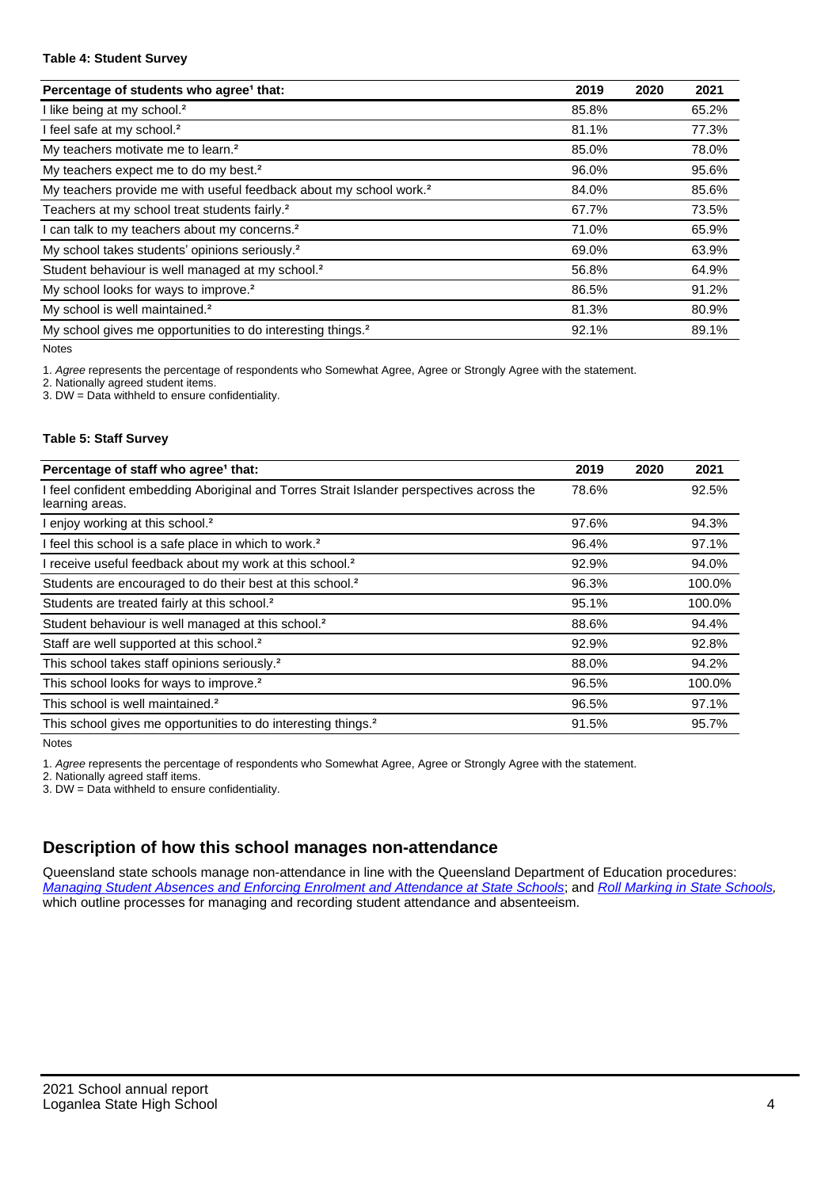#### Table 4: Student Survey

| Percentage of students who agree[1] that: | 2019 | 2020 | 2021 |
|---|---|---|---|
| I like being at my school.[2] | 85.8% | | 65.2% |
| I feel safe at my school.[2] | 81.1% | | 77.3% |
| My teachers motivate me to learn.[2] | 85.0% | | 78.0% |
| My teachers expect me to do my best.[2] | 96.0% | | 95.6% |
| My teachers provide me with useful feedback about my school work.[2] | 84.0% | | 85.6% |
| Teachers at my school treat students fairly.[2] | 67.7% | | 73.5% |
| I can talk to my teachers about my concerns.[2] | 71.0% | | 65.9% |
| My school takes students' opinions seriously.[2] | 69.0% | | 63.9% |
| Student behaviour is well managed at my school.[2] | 56.8% | | 64.9% |
| My school looks for ways to improve.[2] | 86.5% | | 91.2% |
| My school is well maintained.[2] | 81.3% | | 80.9% |
| My school gives me opportunities to do interesting things.[2] | 92.1% | | 89.1% |

Notes

1. *Agree* represents the percentage of respondents who Somewhat Agree, Agree or Strongly Agree with the statement.
2. Nationally agreed student items.
3. DW = Data withheld to ensure confidentiality.

#### Table 5: Staff Survey

| Percentage of staff who agree[1] that: | 2019 | 2020 | 2021 |
|---|---|---|---|
| I feel confident embedding Aboriginal and Torres Strait Islander perspectives across the learning areas. | 78.6% | | 92.5% |
| I enjoy working at this school.[2] | 97.6% | | 94.3% |
| I feel this school is a safe place in which to work.[2] | 96.4% | | 97.1% |
| I receive useful feedback about my work at this school.[2] | 92.9% | | 94.0% |
| Students are encouraged to do their best at this school.[2] | 96.3% | | 100.0% |
| Students are treated fairly at this school.[2] | 95.1% | | 100.0% |
| Student behaviour is well managed at this school.[2] | 88.6% | | 94.4% |
| Staff are well supported at this school.[2] | 92.9% | | 92.8% |
| This school takes staff opinions seriously.[2] | 88.0% | | 94.2% |
| This school looks for ways to improve.[2] | 96.5% | | 100.0% |
| This school is well maintained.[2] | 96.5% | | 97.1% |
| This school gives me opportunities to do interesting things.[2] | 91.5% | | 95.7% |

Notes

1. *Agree* represents the percentage of respondents who Somewhat Agree, Agree or Strongly Agree with the statement.
2. Nationally agreed staff items.
3. DW = Data withheld to ensure confidentiality.

## Description of how this school manages non-attendance

Queensland state schools manage non-attendance in line with the Queensland Department of Education procedures: *Managing Student Absences and Enforcing Enrolment and Attendance at State Schools*; and *Roll Marking in State Schools*, which outline processes for managing and recording student attendance and absenteeism.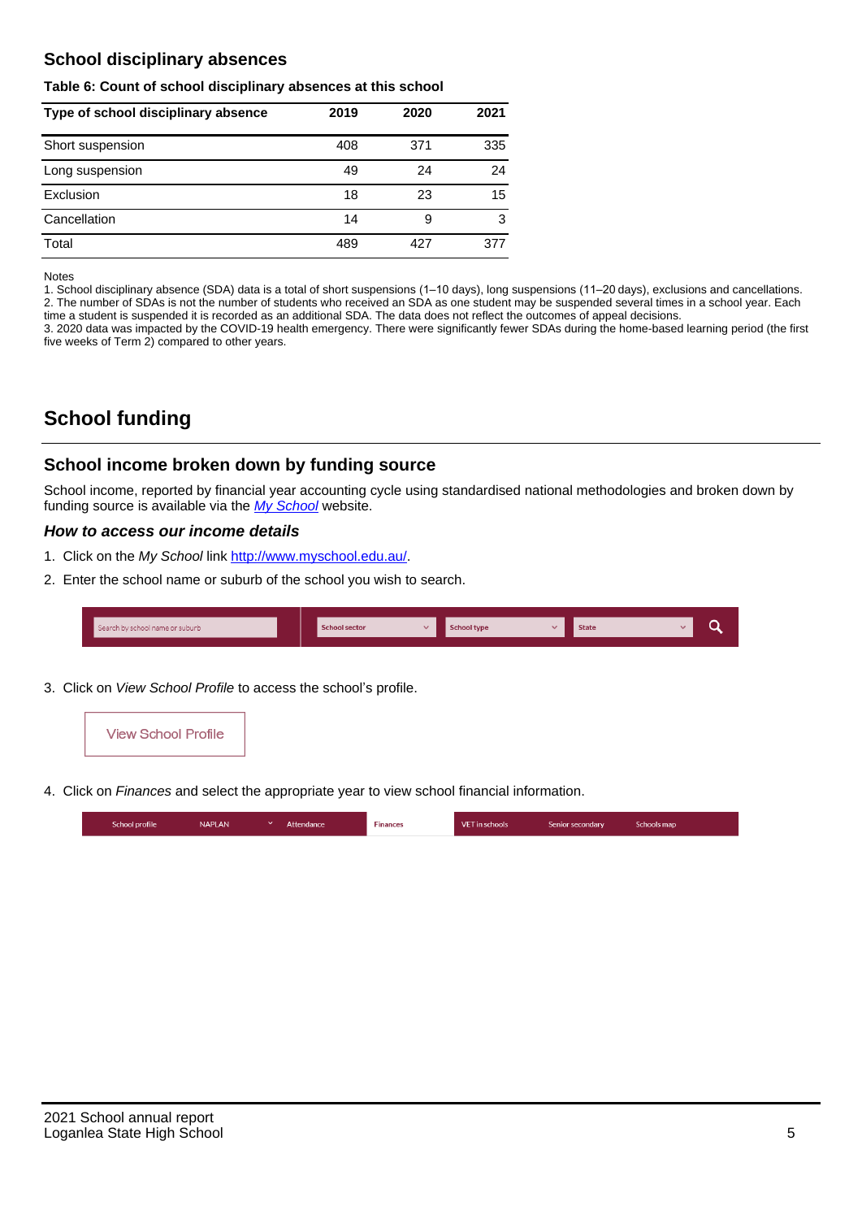## School disciplinary absences

**Table 6: Count of school disciplinary absences at this school**

| Type of school disciplinary absence | 2019 | 2020 | 2021 |
|---|---|---|---|
| Short suspension | 408 | 371 | 335 |
| Long suspension | 49 | 24 | 24 |
| Exclusion | 18 | 23 | 15 |
| Cancellation | 14 | 9 | 3 |
| Total | 489 | 427 | 377 |

Notes

1. School disciplinary absence (SDA) data is a total of short suspensions (1–10 days), long suspensions (11–20 days), exclusions and cancellations.
2. The number of SDAs is not the number of students who received an SDA as one student may be suspended several times in a school year. Each time a student is suspended it is recorded as an additional SDA. The data does not reflect the outcomes of appeal decisions.
3. 2020 data was impacted by the COVID-19 health emergency. There were significantly fewer SDAs during the home-based learning period (the first five weeks of Term 2) compared to other years.

# School funding

## School income broken down by funding source

School income, reported by financial year accounting cycle using standardised national methodologies and broken down by funding source is available via the *My School* website.

### *How to access our income details*

1. Click on the *My School* link http://www.myschool.edu.au/.
2. Enter the school name or suburb of the school you wish to search.

Search by school name or suburb | School sector | School type | State

3. Click on *View School Profile* to access the school's profile.

View School Profile

4. Click on *Finances* and select the appropriate year to view school financial information.

School profile | NAPLAN | Attendance | Finances | VET in schools | Senior secondary | Schools map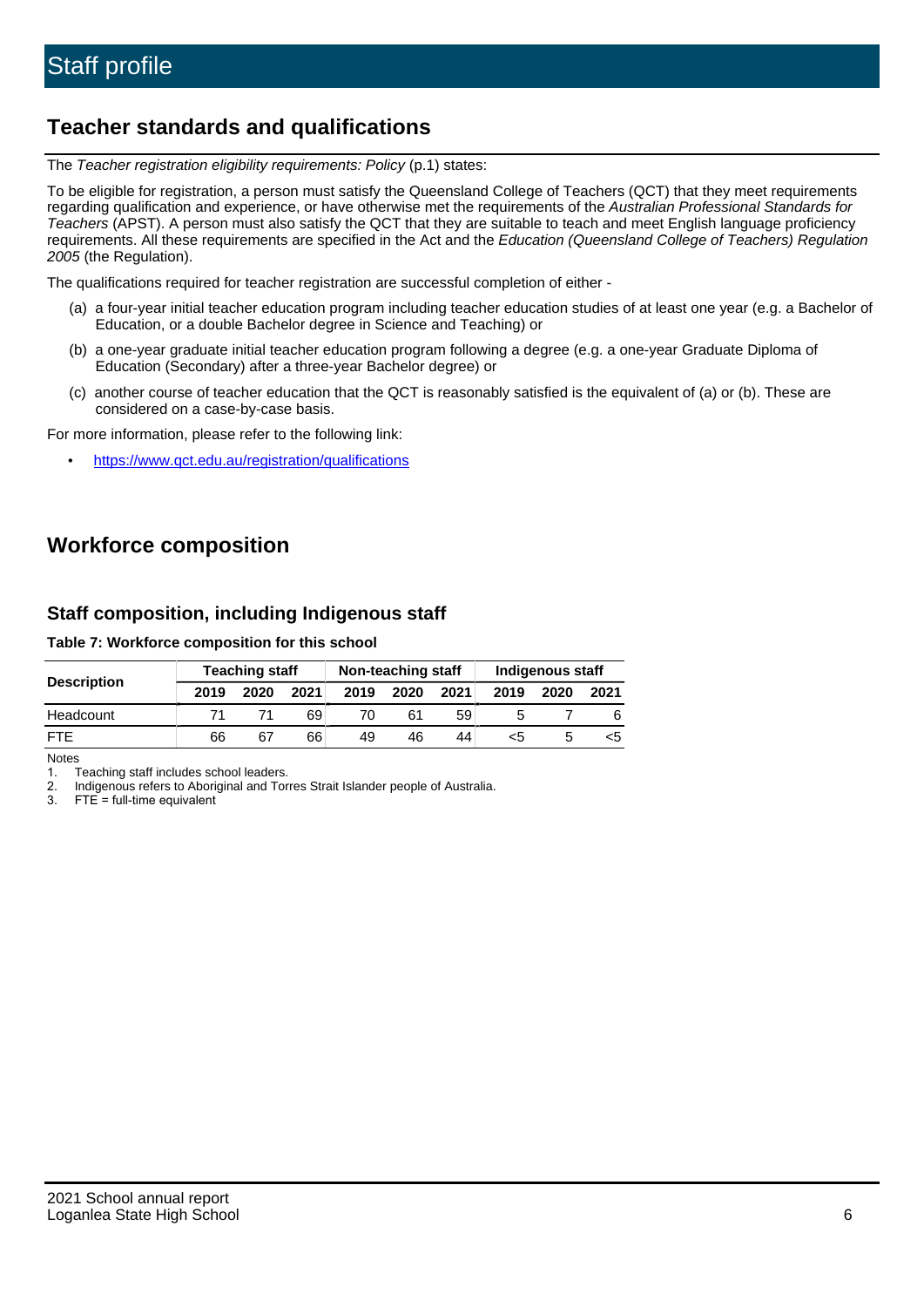# Staff profile

## Teacher standards and qualifications

The *Teacher registration eligibility requirements: Policy* (p.1) states:

To be eligible for registration, a person must satisfy the Queensland College of Teachers (QCT) that they meet requirements regarding qualification and experience, or have otherwise met the requirements of the *Australian Professional Standards for Teachers* (APST). A person must also satisfy the QCT that they are suitable to teach and meet English language proficiency requirements. All these requirements are specified in the Act and the *Education (Queensland College of Teachers) Regulation 2005* (the Regulation).

The qualifications required for teacher registration are successful completion of either -

(a) a four-year initial teacher education program including teacher education studies of at least one year (e.g. a Bachelor of Education, or a double Bachelor degree in Science and Teaching) or

(b) a one-year graduate initial teacher education program following a degree (e.g. a one-year Graduate Diploma of Education (Secondary) after a three-year Bachelor degree) or

(c) another course of teacher education that the QCT is reasonably satisfied is the equivalent of (a) or (b). These are considered on a case-by-case basis.

For more information, please refer to the following link:

- https://www.qct.edu.au/registration/qualifications

## Workforce composition

### Staff composition, including Indigenous staff

**Table 7: Workforce composition for this school**

| Description | Teaching staff | | | Non-teaching staff | | | Indigenous staff | | |
|---|---|---|---|---|---|---|---|---|---|
| | 2019 | 2020 | 2021 | 2019 | 2020 | 2021 | 2019 | 2020 | 2021 |
| Headcount | 71 | 71 | 69 | 70 | 61 | 59 | 5 | 7 | 6 |
| FTE | 66 | 67 | 66 | 49 | 46 | 44 | <5 | 5 | <5 |

Notes

1. Teaching staff includes school leaders.
2. Indigenous refers to Aboriginal and Torres Strait Islander people of Australia.
3. FTE = full-time equivalent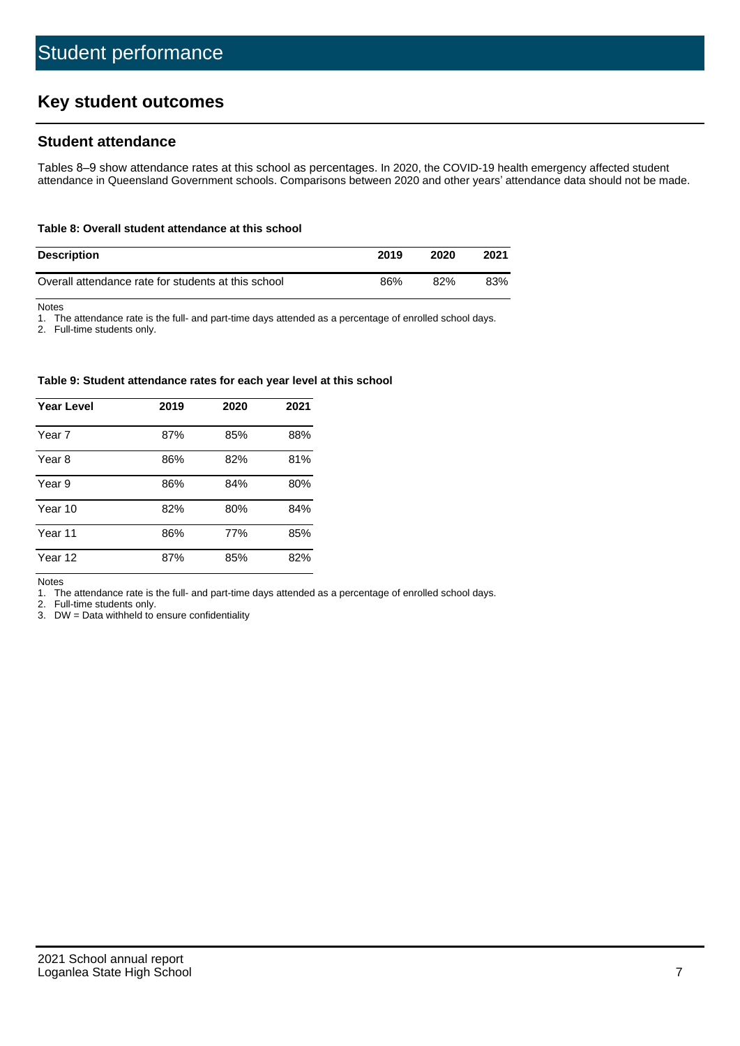# Student performance

## Key student outcomes

### Student attendance

Tables 8–9 show attendance rates at this school as percentages. In 2020, the COVID-19 health emergency affected student attendance in Queensland Government schools. Comparisons between 2020 and other years' attendance data should not be made.

**Table 8: Overall student attendance at this school**

| Description | 2019 | 2020 | 2021 |
| --- | --- | --- | --- |
| Overall attendance rate for students at this school | 86% | 82% | 83% |

Notes

1. The attendance rate is the full- and part-time days attended as a percentage of enrolled school days.
2. Full-time students only.

**Table 9: Student attendance rates for each year level at this school**

| Year Level | 2019 | 2020 | 2021 |
| --- | --- | --- | --- |
| Year 7 | 87% | 85% | 88% |
| Year 8 | 86% | 82% | 81% |
| Year 9 | 86% | 84% | 80% |
| Year 10 | 82% | 80% | 84% |
| Year 11 | 86% | 77% | 85% |
| Year 12 | 87% | 85% | 82% |

Notes

1. The attendance rate is the full- and part-time days attended as a percentage of enrolled school days.
2. Full-time students only.
3. DW = Data withheld to ensure confidentiality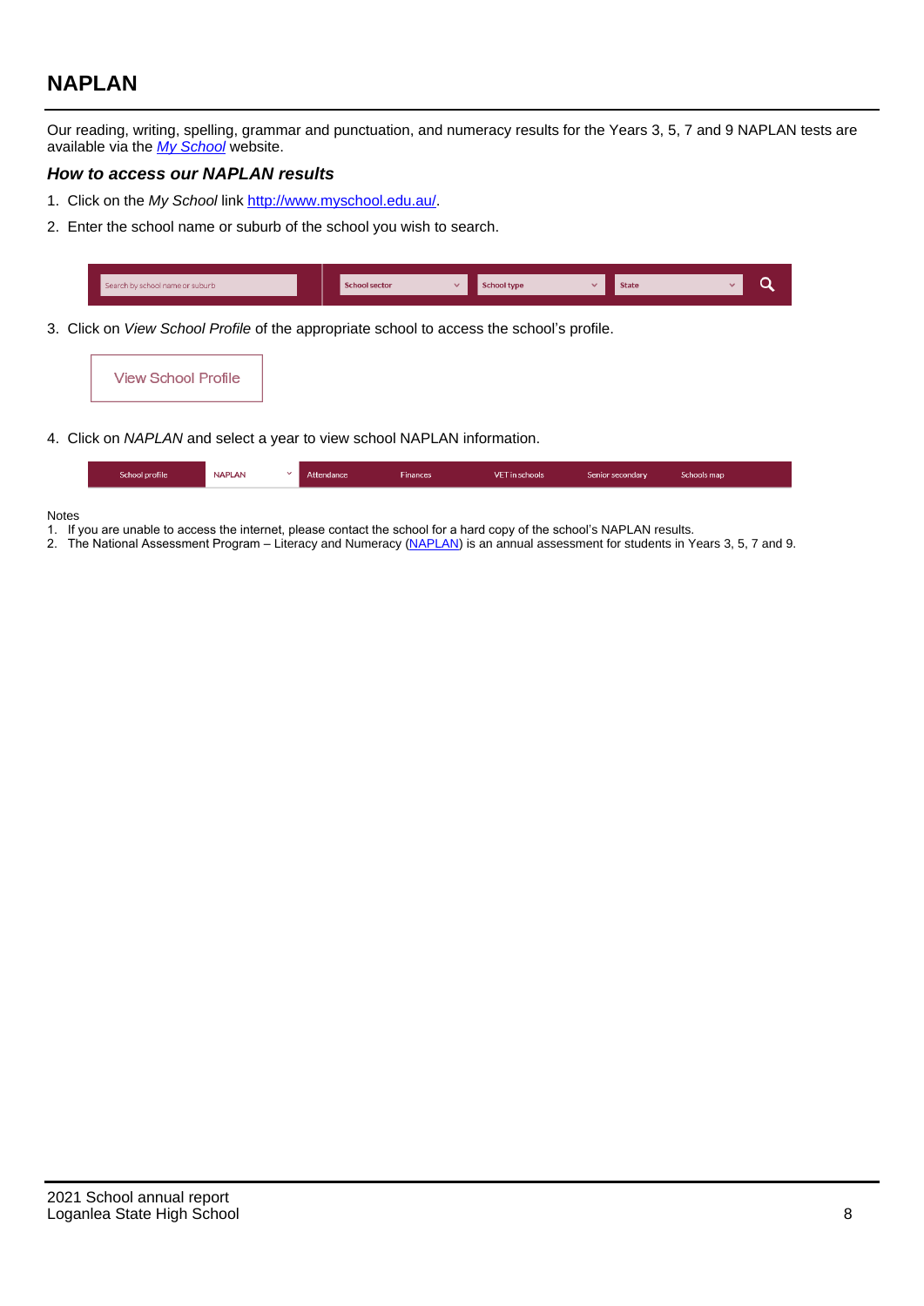## NAPLAN

Our reading, writing, spelling, grammar and punctuation, and numeracy results for the Years 3, 5, 7 and 9 NAPLAN tests are available via the *My School* website.

### *How to access our NAPLAN results*

1. Click on the *My School* link http://www.myschool.edu.au/.
2. Enter the school name or suburb of the school you wish to search.

Search by school name or suburb | School sector | School type | State

3. Click on *View School Profile* of the appropriate school to access the school's profile.

View School Profile

4. Click on *NAPLAN* and select a year to view school NAPLAN information.

School profile | NAPLAN | Attendance | Finances | VET in schools | Senior secondary | Schools map

Notes
1. If you are unable to access the internet, please contact the school for a hard copy of the school's NAPLAN results.
2. The National Assessment Program – Literacy and Numeracy (NAPLAN) is an annual assessment for students in Years 3, 5, 7 and 9.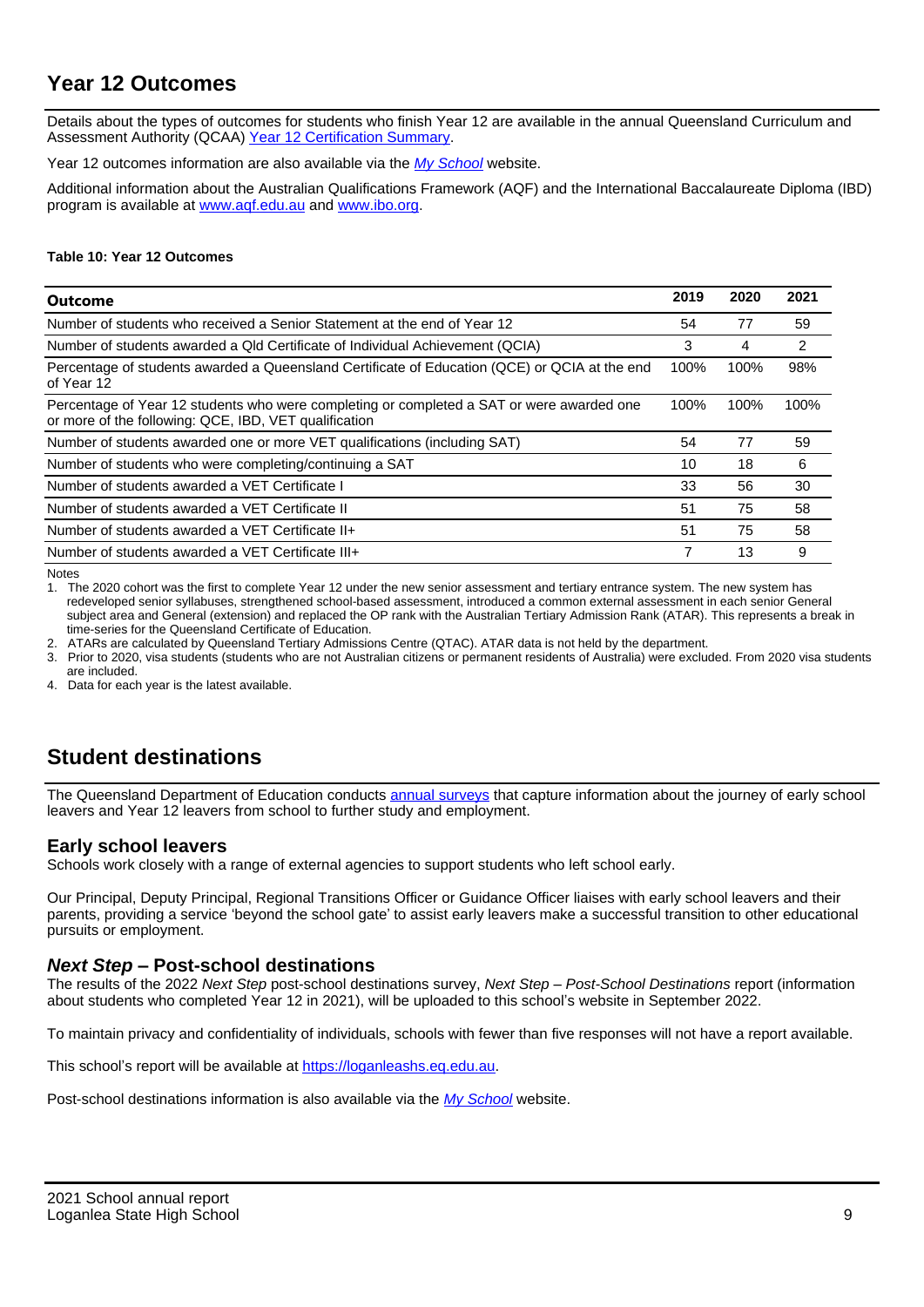## Year 12 Outcomes

Details about the types of outcomes for students who finish Year 12 are available in the annual Queensland Curriculum and Assessment Authority (QCAA) Year 12 Certification Summary.

Year 12 outcomes information are also available via the *My School* website.

Additional information about the Australian Qualifications Framework (AQF) and the International Baccalaureate Diploma (IBD) program is available at www.aqf.edu.au and www.ibo.org.

**Table 10: Year 12 Outcomes**

| Outcome | 2019 | 2020 | 2021 |
|---|---|---|---|
| Number of students who received a Senior Statement at the end of Year 12 | 54 | 77 | 59 |
| Number of students awarded a Qld Certificate of Individual Achievement (QCIA) | 3 | 4 | 2 |
| Percentage of students awarded a Queensland Certificate of Education (QCE) or QCIA at the end of Year 12 | 100% | 100% | 98% |
| Percentage of Year 12 students who were completing or completed a SAT or were awarded one or more of the following: QCE, IBD, VET qualification | 100% | 100% | 100% |
| Number of students awarded one or more VET qualifications (including SAT) | 54 | 77 | 59 |
| Number of students who were completing/continuing a SAT | 10 | 18 | 6 |
| Number of students awarded a VET Certificate I | 33 | 56 | 30 |
| Number of students awarded a VET Certificate II | 51 | 75 | 58 |
| Number of students awarded a VET Certificate II+ | 51 | 75 | 58 |
| Number of students awarded a VET Certificate III+ | 7 | 13 | 9 |

Notes

1. The 2020 cohort was the first to complete Year 12 under the new senior assessment and tertiary entrance system. The new system has redeveloped senior syllabuses, strengthened school-based assessment, introduced a common external assessment in each senior General subject area and General (extension) and replaced the OP rank with the Australian Tertiary Admission Rank (ATAR). This represents a break in time-series for the Queensland Certificate of Education.
2. ATARs are calculated by Queensland Tertiary Admissions Centre (QTAC). ATAR data is not held by the department.
3. Prior to 2020, visa students (students who are not Australian citizens or permanent residents of Australia) were excluded. From 2020 visa students are included.
4. Data for each year is the latest available.

## Student destinations

The Queensland Department of Education conducts annual surveys that capture information about the journey of early school leavers and Year 12 leavers from school to further study and employment.

### Early school leavers

Schools work closely with a range of external agencies to support students who left school early.

Our Principal, Deputy Principal, Regional Transitions Officer or Guidance Officer liaises with early school leavers and their parents, providing a service 'beyond the school gate' to assist early leavers make a successful transition to other educational pursuits or employment.

### *Next Step* – Post-school destinations

The results of the 2022 *Next Step* post-school destinations survey, *Next Step – Post-School Destinations* report (information about students who completed Year 12 in 2021), will be uploaded to this school's website in September 2022.

To maintain privacy and confidentiality of individuals, schools with fewer than five responses will not have a report available.

This school's report will be available at https://loganleashs.eq.edu.au.

Post-school destinations information is also available via the *My School* website.